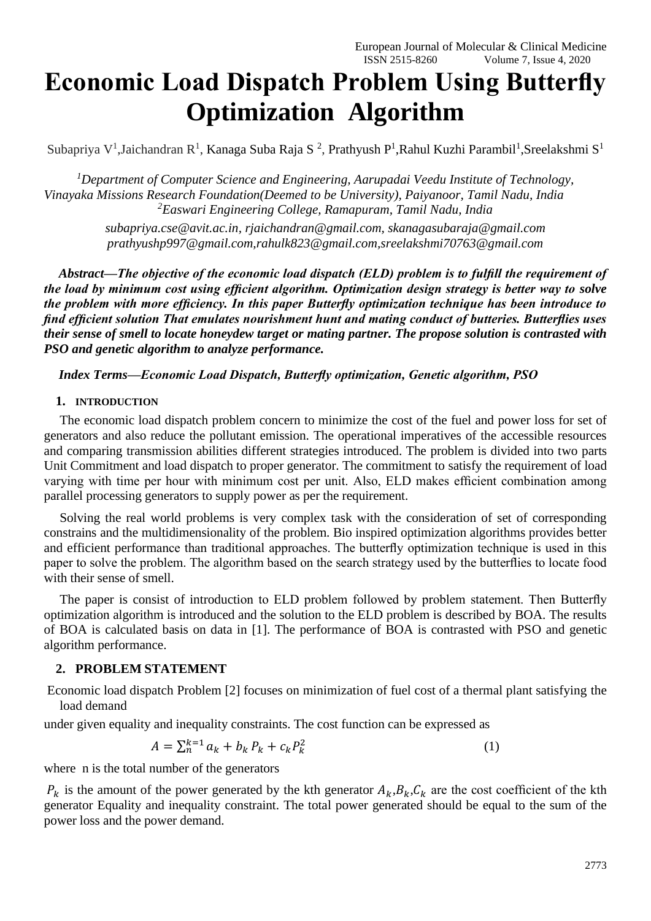# Economic Load Dispatch Problem Using Butterfly Optimization Algorithm

Subapriya V[1], Jaichandran R[1], Kanaga Suba Raja S [2], Prathyush P[1], Rahul Kuzhi Parambil[1], Sreelakshmi S[1]

*[1]Department of Computer Science and Engineering, Aarupadai Veedu Institute of Technology, Vinayaka Missions Research Foundation(Deemed to be University), Paiyanoor, Tamil Nadu, India*
*[2]Easwari Engineering College, Ramapuram, Tamil Nadu, India*

*subapriya.cse@avit.ac.in, rjaichandran@gmail.com, skanagasubaraja@gmail.com prathyushp997@gmail.com, rahulk823@gmail.com, sreelakshmi70763@gmail.com*

***Abstract—The objective of the economic load dispatch (ELD) problem is to fulfill the requirement of the load by minimum cost using efficient algorithm. Optimization design strategy is better way to solve the problem with more efficiency. In this paper Butterfly optimization technique has been introduce to find efficient solution That emulates nourishment hunt and mating conduct of butteries. Butterflies uses their sense of smell to locate honeydew target or mating partner. The propose solution is contrasted with PSO and genetic algorithm to analyze performance.***

***Index Terms—Economic Load Dispatch, Butterfly optimization, Genetic algorithm, PSO***

## 1. INTRODUCTION

The economic load dispatch problem concern to minimize the cost of the fuel and power loss for set of generators and also reduce the pollutant emission. The operational imperatives of the accessible resources and comparing transmission abilities different strategies introduced. The problem is divided into two parts Unit Commitment and load dispatch to proper generator. The commitment to satisfy the requirement of load varying with time per hour with minimum cost per unit. Also, ELD makes efficient combination among parallel processing generators to supply power as per the requirement.

Solving the real world problems is very complex task with the consideration of set of corresponding constrains and the multidimensionality of the problem. Bio inspired optimization algorithms provides better and efficient performance than traditional approaches. The butterfly optimization technique is used in this paper to solve the problem. The algorithm based on the search strategy used by the butterflies to locate food with their sense of smell.

The paper is consist of introduction to ELD problem followed by problem statement. Then Butterfly optimization algorithm is introduced and the solution to the ELD problem is described by BOA. The results of BOA is calculated basis on data in [1]. The performance of BOA is contrasted with PSO and genetic algorithm performance.

## 2. PROBLEM STATEMENT

Economic load dispatch Problem [2] focuses on minimization of fuel cost of a thermal plant satisfying the load demand under given equality and inequality constraints. The cost function can be expressed as

$$A = \sum_{n}^{k=1} a_k + b_k P_k + c_k P_k^2 \qquad (1)$$

where n is the total number of the generators

$P_k$ is the amount of the power generated by the kth generator $A_k$,$B_k$,$C_k$ are the cost coefficient of the kth generator Equality and inequality constraint. The total power generated should be equal to the sum of the power loss and the power demand.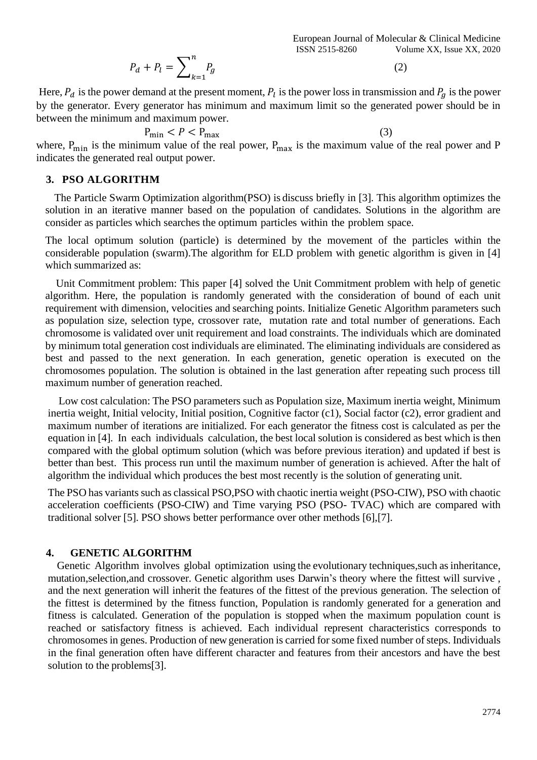$$P_d + P_l = \sum_{k=1}^{n} P_g \qquad (2)$$

Here, $P_d$ is the power demand at the present moment, $P_l$ is the power loss in transmission and $P_g$ is the power by the generator. Every generator has minimum and maximum limit so the generated power should be in between the minimum and maximum power.

$$\mathrm{P_{min}} < P < \mathrm{P_{max}} \qquad (3)$$

where, $\mathrm{P_{min}}$ is the minimum value of the real power, $\mathrm{P_{max}}$ is the maximum value of the real power and P indicates the generated real output power.

## 3. PSO ALGORITHM

The Particle Swarm Optimization algorithm(PSO) is discuss briefly in [3]. This algorithm optimizes the solution in an iterative manner based on the population of candidates. Solutions in the algorithm are consider as particles which searches the optimum particles within the problem space.

The local optimum solution (particle) is determined by the movement of the particles within the considerable population (swarm).The algorithm for ELD problem with genetic algorithm is given in [4] which summarized as:

Unit Commitment problem: This paper [4] solved the Unit Commitment problem with help of genetic algorithm. Here, the population is randomly generated with the consideration of bound of each unit requirement with dimension, velocities and searching points. Initialize Genetic Algorithm parameters such as population size, selection type, crossover rate, mutation rate and total number of generations. Each chromosome is validated over unit requirement and load constraints. The individuals which are dominated by minimum total generation cost individuals are eliminated. The eliminating individuals are considered as best and passed to the next generation. In each generation, genetic operation is executed on the chromosomes population. The solution is obtained in the last generation after repeating such process till maximum number of generation reached.

Low cost calculation: The PSO parameters such as Population size, Maximum inertia weight, Minimum inertia weight, Initial velocity, Initial position, Cognitive factor (c1), Social factor (c2), error gradient and maximum number of iterations are initialized. For each generator the fitness cost is calculated as per the equation in [4]. In each individuals calculation, the best local solution is considered as best which is then compared with the global optimum solution (which was before previous iteration) and updated if best is better than best. This process run until the maximum number of generation is achieved. After the halt of algorithm the individual which produces the best most recently is the solution of generating unit.

The PSO has variants such as classical PSO,PSO with chaotic inertia weight (PSO-CIW), PSO with chaotic acceleration coefficients (PSO-CIW) and Time varying PSO (PSO- TVAC) which are compared with traditional solver [5]. PSO shows better performance over other methods [6],[7].

## 4. GENETIC ALGORITHM

Genetic Algorithm involves global optimization using the evolutionary techniques,such as inheritance, mutation,selection,and crossover. Genetic algorithm uses Darwin's theory where the fittest will survive , and the next generation will inherit the features of the fittest of the previous generation. The selection of the fittest is determined by the fitness function, Population is randomly generated for a generation and fitness is calculated. Generation of the population is stopped when the maximum population count is reached or satisfactory fitness is achieved. Each individual represent characteristics corresponds to chromosomes in genes. Production of new generation is carried for some fixed number of steps. Individuals in the final generation often have different character and features from their ancestors and have the best solution to the problems[3].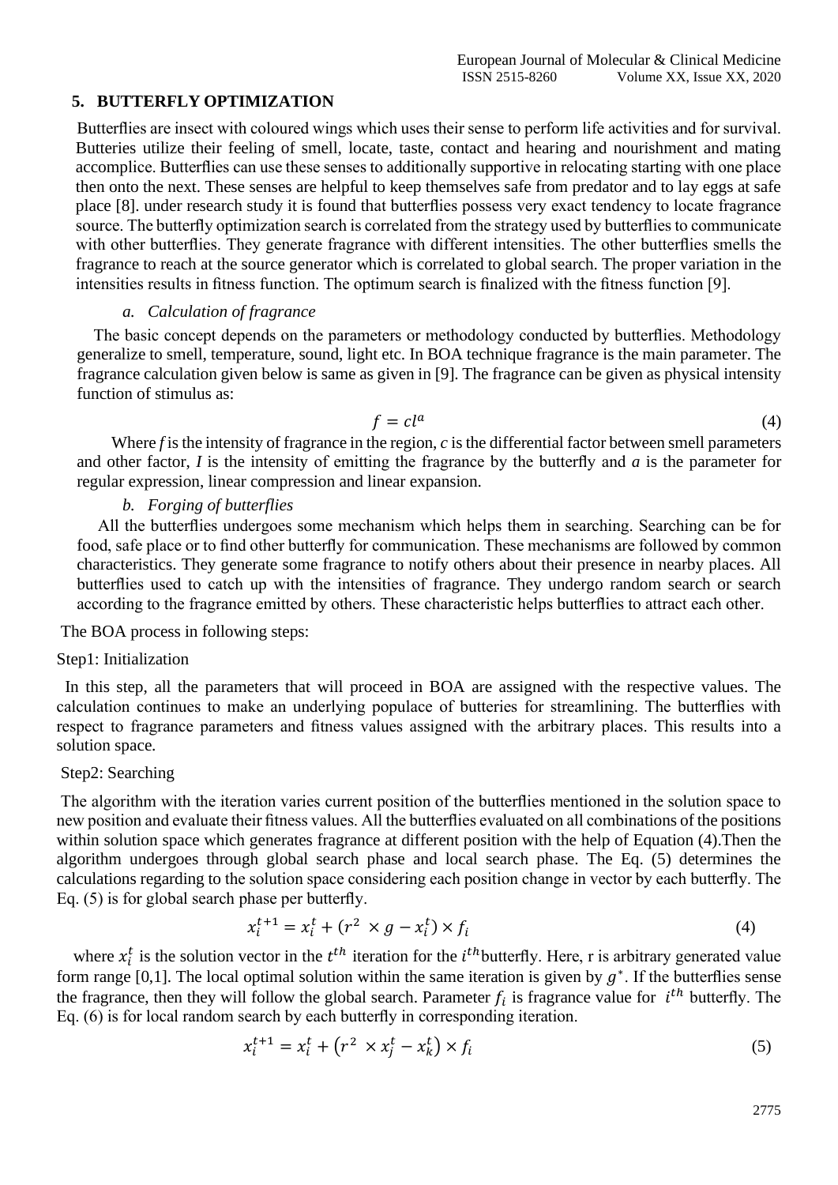## 5. BUTTERFLY OPTIMIZATION

Butterflies are insect with coloured wings which uses their sense to perform life activities and for survival. Butteries utilize their feeling of smell, locate, taste, contact and hearing and nourishment and mating accomplice. Butterflies can use these senses to additionally supportive in relocating starting with one place then onto the next. These senses are helpful to keep themselves safe from predator and to lay eggs at safe place [8]. under research study it is found that butterflies possess very exact tendency to locate fragrance source. The butterfly optimization search is correlated from the strategy used by butterflies to communicate with other butterflies. They generate fragrance with different intensities. The other butterflies smells the fragrance to reach at the source generator which is correlated to global search. The proper variation in the intensities results in fitness function. The optimum search is finalized with the fitness function [9].

### *a. Calculation of fragrance*

The basic concept depends on the parameters or methodology conducted by butterflies. Methodology generalize to smell, temperature, sound, light etc. In BOA technique fragrance is the main parameter. The fragrance calculation given below is same as given in [9]. The fragrance can be given as physical intensity function of stimulus as:

$$f = cI^{a} \tag{4}$$

Where *f* is the intensity of fragrance in the region, *c* is the differential factor between smell parameters and other factor, *I* is the intensity of emitting the fragrance by the butterfly and *a* is the parameter for regular expression, linear compression and linear expansion.

### *b. Forging of butterflies*

All the butterflies undergoes some mechanism which helps them in searching. Searching can be for food, safe place or to find other butterfly for communication. These mechanisms are followed by common characteristics. They generate some fragrance to notify others about their presence in nearby places. All butterflies used to catch up with the intensities of fragrance. They undergo random search or search according to the fragrance emitted by others. These characteristic helps butterflies to attract each other.

The BOA process in following steps:

Step1: Initialization

In this step, all the parameters that will proceed in BOA are assigned with the respective values. The calculation continues to make an underlying populace of butteries for streamlining. The butterflies with respect to fragrance parameters and fitness values assigned with the arbitrary places. This results into a solution space.

Step2: Searching

The algorithm with the iteration varies current position of the butterflies mentioned in the solution space to new position and evaluate their fitness values. All the butterflies evaluated on all combinations of the positions within solution space which generates fragrance at different position with the help of Equation (4).Then the algorithm undergoes through global search phase and local search phase. The Eq. (5) determines the calculations regarding to the solution space considering each position change in vector by each butterfly. The Eq. (5) is for global search phase per butterfly.

$$x_i^{t+1} = x_i^t + (r^2 \times g - x_i^t) \times f_i \tag{4}$$

where $x_i^t$ is the solution vector in the $t^{th}$ iteration for the $i^{th}$butterfly. Here, r is arbitrary generated value form range [0,1]. The local optimal solution within the same iteration is given by $g^*$. If the butterflies sense the fragrance, then they will follow the global search. Parameter $f_i$ is fragrance value for $i^{th}$ butterfly. The Eq. (6) is for local random search by each butterfly in corresponding iteration.

$$x_i^{t+1} = x_i^t + \left(r^2 \times x_j^t - x_k^t\right) \times f_i \tag{5}$$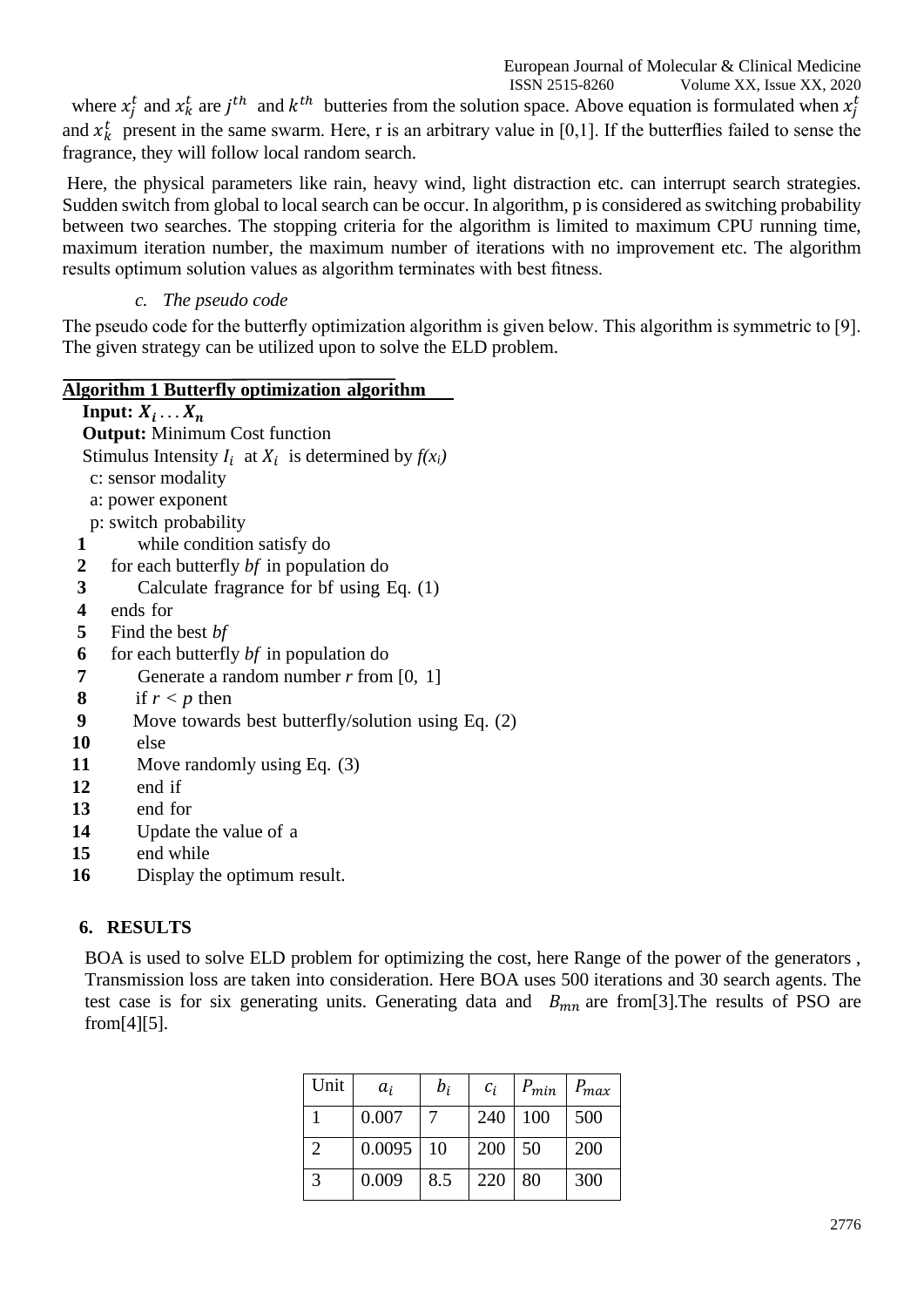where $x_j^t$ and $x_k^t$ are $j^{th}$ and $k^{th}$ butteries from the solution space. Above equation is formulated when $x_j^t$ and $x_k^t$ present in the same swarm. Here, r is an arbitrary value in [0,1]. If the butterflies failed to sense the fragrance, they will follow local random search.

Here, the physical parameters like rain, heavy wind, light distraction etc. can interrupt search strategies. Sudden switch from global to local search can be occur. In algorithm, p is considered as switching probability between two searches. The stopping criteria for the algorithm is limited to maximum CPU running time, maximum iteration number, the maximum number of iterations with no improvement etc. The algorithm results optimum solution values as algorithm terminates with best fitness.

### c. *The pseudo code*

The pseudo code for the butterfly optimization algorithm is given below. This algorithm is symmetric to [9]. The given strategy can be utilized upon to solve the ELD problem.

**Algorithm 1 Butterfly optimization algorithm**

**Input:** $X_i \ldots X_n$
**Output:** Minimum Cost function
Stimulus Intensity $I_i$ at $X_i$ is determined by *f(x<sub>i</sub>)*
c: sensor modality
a: power exponent
p: switch probability

```
1    while condition satisfy do
2    for each butterfly bf in population do
3       Calculate fragrance for bf using Eq. (1)
4    ends for
5    Find the best bf
6    for each butterfly bf in population do
7       Generate a random number r from [0, 1]
8       if r < p then
9       Move towards best butterfly/solution using Eq. (2)
10      else
11      Move randomly using Eq. (3)
12      end if
13      end for
14      Update the value of a
15      end while
16      Display the optimum result.
```

## 6. RESULTS

BOA is used to solve ELD problem for optimizing the cost, here Range of the power of the generators , Transmission loss are taken into consideration. Here BOA uses 500 iterations and 30 search agents. The test case is for six generating units. Generating data and $B_{mn}$ are from[3].The results of PSO are from[4][5].

| Unit | $a_i$ | $b_i$ | $c_i$ | $P_{min}$ | $P_{max}$ |
|---|---|---|---|---|---|
| 1 | 0.007 | 7 | 240 | 100 | 500 |
| 2 | 0.0095 | 10 | 200 | 50 | 200 |
| 3 | 0.009 | 8.5 | 220 | 80 | 300 |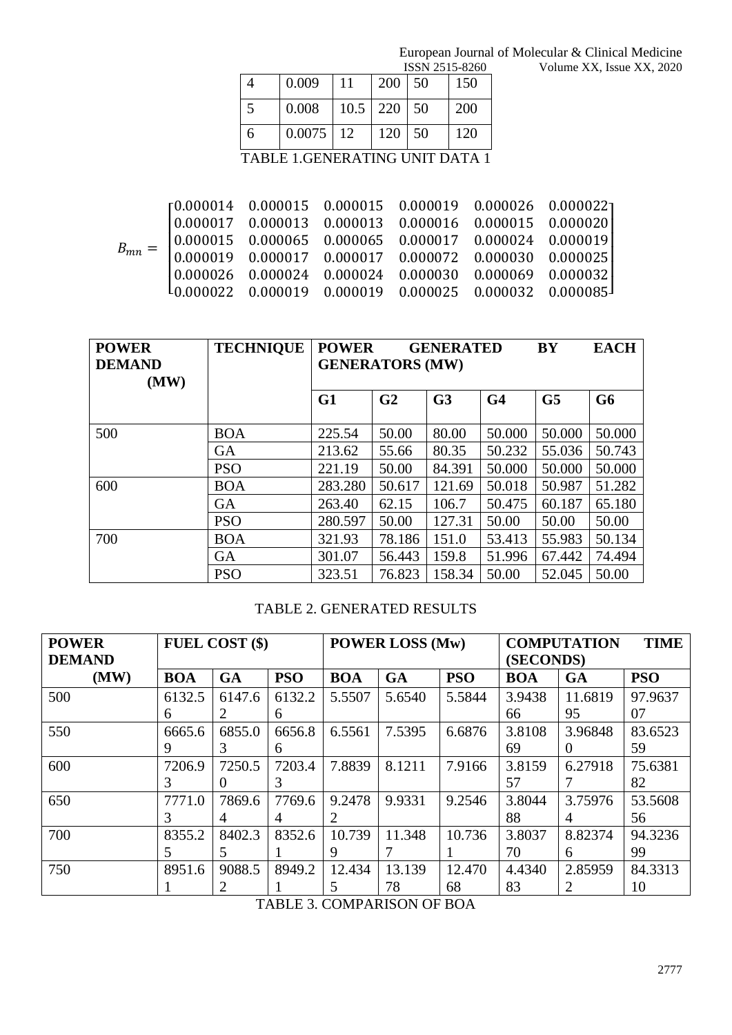| 4 | 0.009 | 11 | 200 | 50 | 150 |
|---|---|---|---|---|---|
| 5 | 0.008 | 10.5 | 220 | 50 | 200 |
| 6 | 0.0075 | 12 | 120 | 50 | 120 |

TABLE 1.GENERATING UNIT DATA 1

$$B_{mn} = \begin{bmatrix} 0.000014 & 0.000015 & 0.000015 & 0.000019 & 0.000026 & 0.000022 \\ 0.000017 & 0.000013 & 0.000013 & 0.000016 & 0.000015 & 0.000020 \\ 0.000015 & 0.000065 & 0.000065 & 0.000017 & 0.000024 & 0.000019 \\ 0.000019 & 0.000017 & 0.000017 & 0.000072 & 0.000030 & 0.000025 \\ 0.000026 & 0.000024 & 0.000024 & 0.000030 & 0.000069 & 0.000032 \\ 0.000022 & 0.000019 & 0.000019 & 0.000025 & 0.000032 & 0.000085 \end{bmatrix}$$

| POWER DEMAND (MW) | TECHNIQUE | POWER GENERATED BY EACH GENERATORS (MW) | | | | | |
|---|---|---|---|---|---|---|---|
| | | G1 | G2 | G3 | G4 | G5 | G6 |
| 500 | BOA | 225.54 | 50.00 | 80.00 | 50.000 | 50.000 | 50.000 |
| | GA | 213.62 | 55.66 | 80.35 | 50.232 | 55.036 | 50.743 |
| | PSO | 221.19 | 50.00 | 84.391 | 50.000 | 50.000 | 50.000 |
| 600 | BOA | 283.280 | 50.617 | 121.69 | 50.018 | 50.987 | 51.282 |
| | GA | 263.40 | 62.15 | 106.7 | 50.475 | 60.187 | 65.180 |
| | PSO | 280.597 | 50.00 | 127.31 | 50.00 | 50.00 | 50.00 |
| 700 | BOA | 321.93 | 78.186 | 151.0 | 53.413 | 55.983 | 50.134 |
| | GA | 301.07 | 56.443 | 159.8 | 51.996 | 67.442 | 74.494 |
| | PSO | 323.51 | 76.823 | 158.34 | 50.00 | 52.045 | 50.00 |

TABLE 2. GENERATED RESULTS

| POWER DEMAND (MW) | FUEL COST ($) | | | POWER LOSS (Mw) | | | COMPUTATION TIME (SECONDS) | | |
|---|---|---|---|---|---|---|---|---|---|
| | BOA | GA | PSO | BOA | GA | PSO | BOA | GA | PSO |
| 500 | 6132.56 | 6147.62 | 6132.26 | 5.5507 | 5.6540 | 5.5844 | 3.943866 | 11.681995 | 97.963707 |
| 550 | 6665.69 | 6855.03 | 6656.86 | 6.5561 | 7.5395 | 6.6876 | 3.810869 | 3.968480 | 83.652359 |
| 600 | 7206.93 | 7250.50 | 7203.43 | 7.8839 | 8.1211 | 7.9166 | 3.815957 | 6.279187 | 75.638182 |
| 650 | 7771.03 | 7869.64 | 7769.64 | 9.24782 | 9.9331 | 9.2546 | 3.804488 | 3.759764 | 53.560856 |
| 700 | 8355.25 | 8402.35 | 8352.61 | 10.7399 | 11.3487 | 10.7361 | 3.803770 | 8.823746 | 94.323699 |
| 750 | 8951.61 | 9088.52 | 8949.21 | 12.4345 | 13.13978 | 12.47068 | 4.434083 | 2.859592 | 84.331310 |

TABLE 3. COMPARISON OF BOA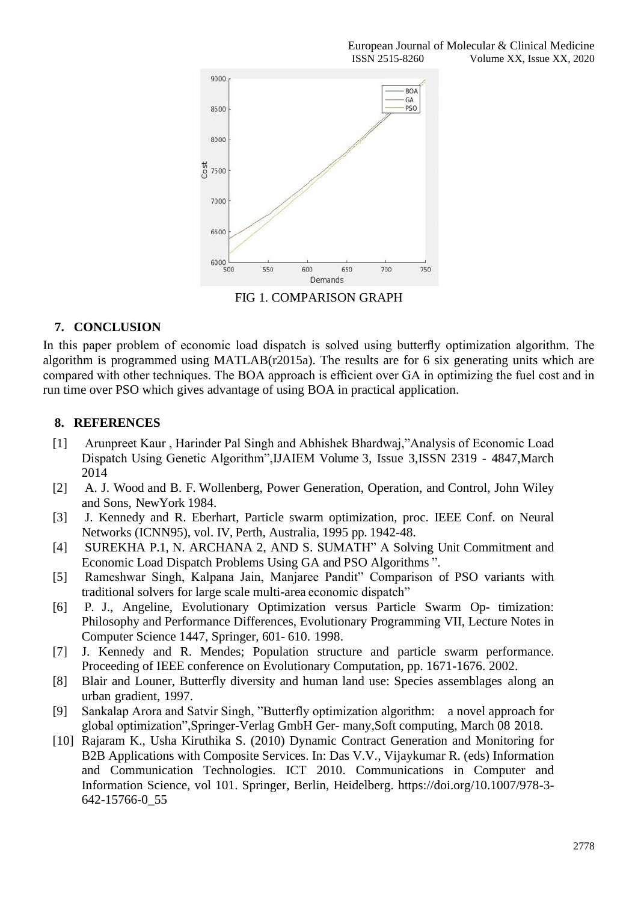9000

8500

8000

7500

7000

6500

6000

500 550 600 650 700 750

Cost

Demands

BOA
GA
PSO

FIG 1. COMPARISON GRAPH

## 7. CONCLUSION

In this paper problem of economic load dispatch is solved using butterfly optimization algorithm. The algorithm is programmed using MATLAB(r2015a). The results are for 6 six generating units which are compared with other techniques. The BOA approach is efficient over GA in optimizing the fuel cost and in run time over PSO which gives advantage of using BOA in practical application.

## 8. REFERENCES

[1] Arunpreet Kaur , Harinder Pal Singh and Abhishek Bhardwaj,"Analysis of Economic Load Dispatch Using Genetic Algorithm",IJAIEM Volume 3, Issue 3,ISSN 2319 - 4847,March 2014

[2] A. J. Wood and B. F. Wollenberg, Power Generation, Operation, and Control, John Wiley and Sons, NewYork 1984.

[3] J. Kennedy and R. Eberhart, Particle swarm optimization, proc. IEEE Conf. on Neural Networks (ICNN95), vol. IV, Perth, Australia, 1995 pp. 1942-48.

[4] SUREKHA P.1, N. ARCHANA 2, AND S. SUMATH" A Solving Unit Commitment and Economic Load Dispatch Problems Using GA and PSO Algorithms ".

[5] Rameshwar Singh, Kalpana Jain, Manjaree Pandit" Comparison of PSO variants with traditional solvers for large scale multi-area economic dispatch"

[6] P. J., Angeline, Evolutionary Optimization versus Particle Swarm Op- timization: Philosophy and Performance Differences, Evolutionary Programming VII, Lecture Notes in Computer Science 1447, Springer, 601- 610. 1998.

[7] J. Kennedy and R. Mendes; Population structure and particle swarm performance. Proceeding of IEEE conference on Evolutionary Computation, pp. 1671-1676. 2002.

[8] Blair and Louner, Butterfly diversity and human land use: Species assemblages along an urban gradient, 1997.

[9] Sankalap Arora and Satvir Singh, "Butterfly optimization algorithm: a novel approach for global optimization",Springer-Verlag GmbH Ger- many,Soft computing, March 08 2018.

[10] Rajaram K., Usha Kiruthika S. (2010) Dynamic Contract Generation and Monitoring for B2B Applications with Composite Services. In: Das V.V., Vijaykumar R. (eds) Information and Communication Technologies. ICT 2010. Communications in Computer and Information Science, vol 101. Springer, Berlin, Heidelberg. https://doi.org/10.1007/978-3-642-15766-0_55